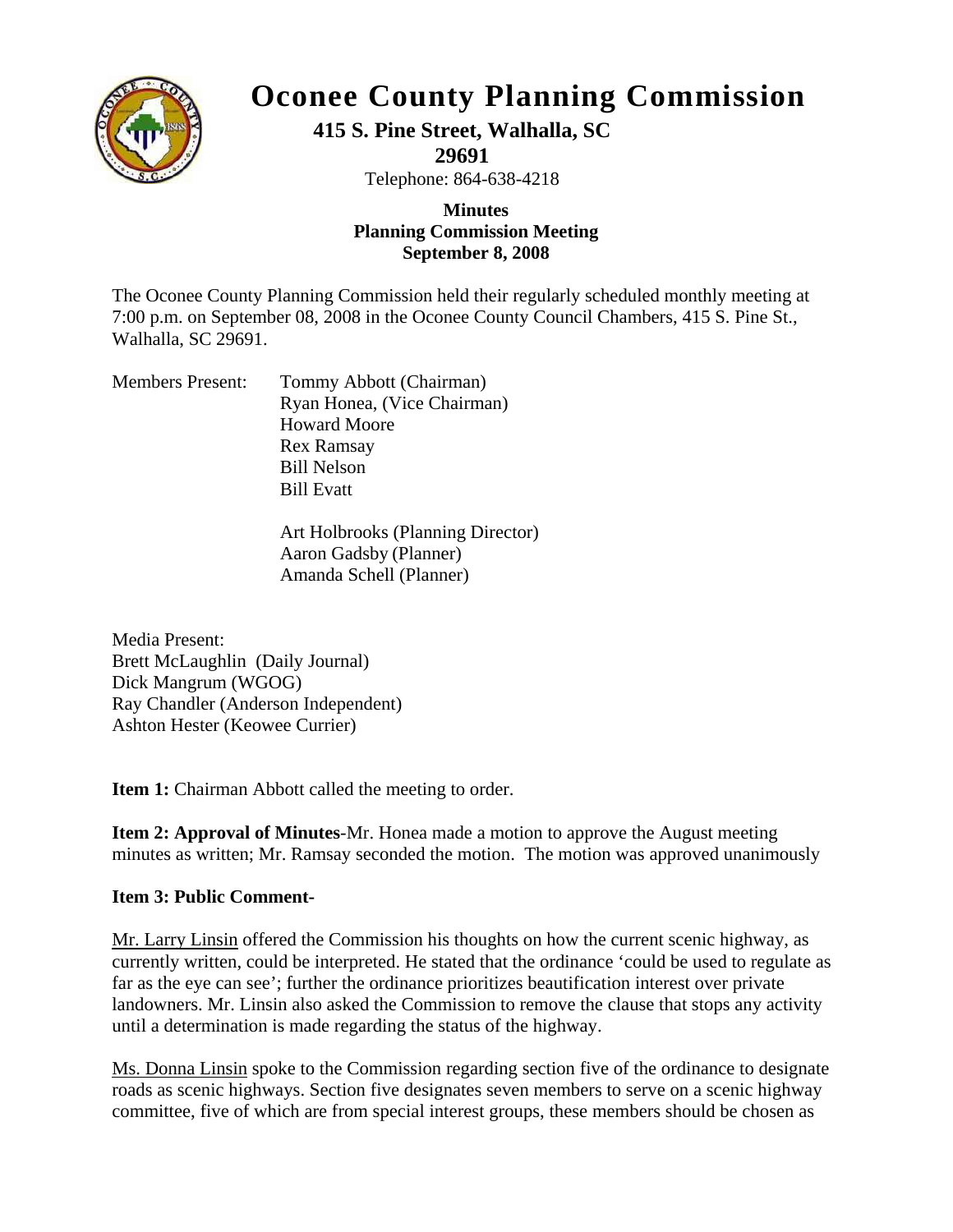# Oconee County Planning Commission

**415 S. Pine Street, Walhalla, SC 29691**

Telephone: 864-638-4218

**Minutes**
**Planning Commission Meeting**
**September 8, 2008**

The Oconee County Planning Commission held their regularly scheduled monthly meeting at 7:00 p.m. on September 08, 2008 in the Oconee County Council Chambers, 415 S. Pine St., Walhalla, SC 29691.

Members Present:
Tommy Abbott (Chairman)
Ryan Honea, (Vice Chairman)
Howard Moore
Rex Ramsay
Bill Nelson
Bill Evatt

Art Holbrooks (Planning Director)
Aaron Gadsby (Planner)
Amanda Schell (Planner)

Media Present:
Brett McLaughlin (Daily Journal)
Dick Mangrum (WGOG)
Ray Chandler (Anderson Independent)
Ashton Hester (Keowee Currier)

**Item 1:** Chairman Abbott called the meeting to order.

**Item 2: Approval of Minutes**-Mr. Honea made a motion to approve the August meeting minutes as written; Mr. Ramsay seconded the motion. The motion was approved unanimously

**Item 3: Public Comment-**

Mr. Larry Linsin offered the Commission his thoughts on how the current scenic highway, as currently written, could be interpreted. He stated that the ordinance 'could be used to regulate as far as the eye can see'; further the ordinance prioritizes beautification interest over private landowners. Mr. Linsin also asked the Commission to remove the clause that stops any activity until a determination is made regarding the status of the highway.

Ms. Donna Linsin spoke to the Commission regarding section five of the ordinance to designate roads as scenic highways. Section five designates seven members to serve on a scenic highway committee, five of which are from special interest groups, these members should be chosen as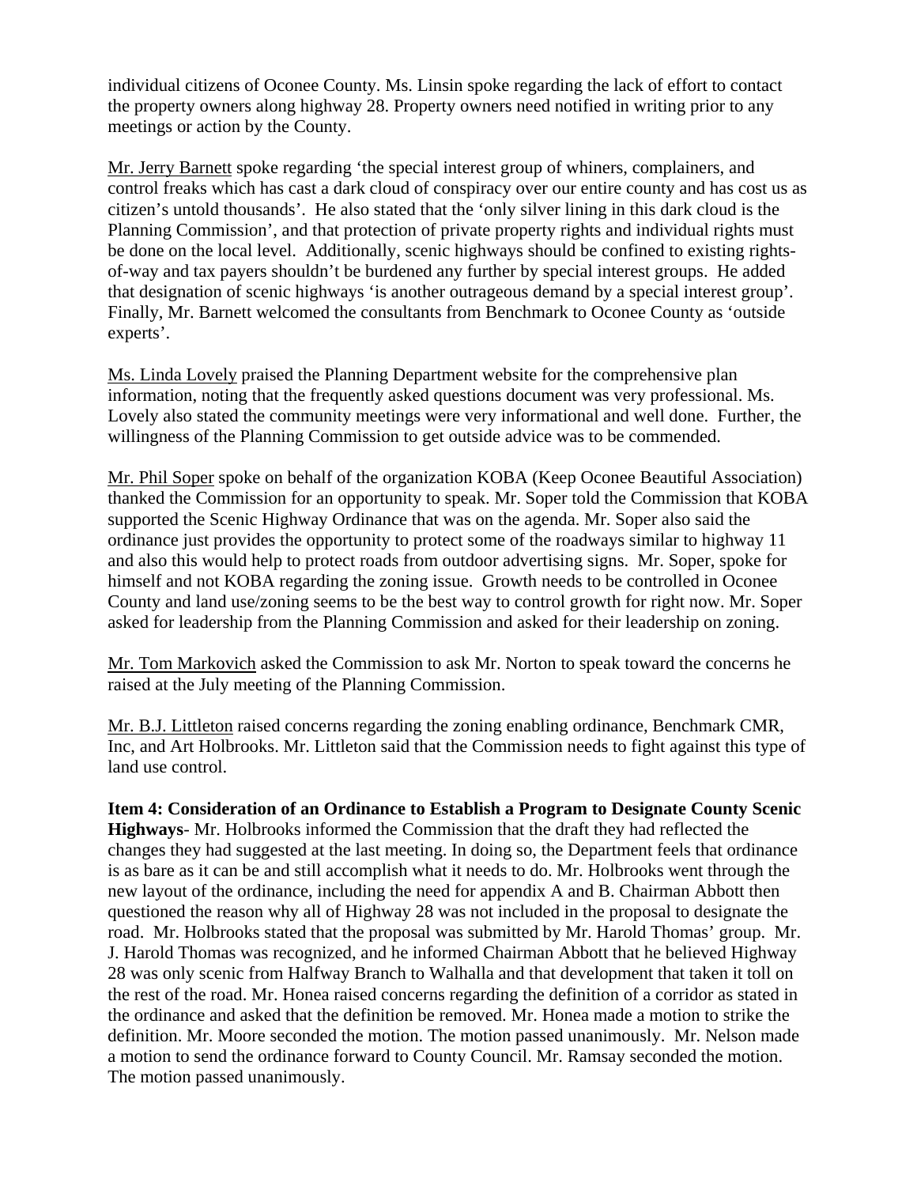individual citizens of Oconee County. Ms. Linsin spoke regarding the lack of effort to contact the property owners along highway 28. Property owners need notified in writing prior to any meetings or action by the County.

Mr. Jerry Barnett spoke regarding 'the special interest group of whiners, complainers, and control freaks which has cast a dark cloud of conspiracy over our entire county and has cost us as citizen's untold thousands'. He also stated that the 'only silver lining in this dark cloud is the Planning Commission', and that protection of private property rights and individual rights must be done on the local level. Additionally, scenic highways should be confined to existing rights-of-way and tax payers shouldn't be burdened any further by special interest groups. He added that designation of scenic highways 'is another outrageous demand by a special interest group'. Finally, Mr. Barnett welcomed the consultants from Benchmark to Oconee County as 'outside experts'.

Ms. Linda Lovely praised the Planning Department website for the comprehensive plan information, noting that the frequently asked questions document was very professional. Ms. Lovely also stated the community meetings were very informational and well done. Further, the willingness of the Planning Commission to get outside advice was to be commended.

Mr. Phil Soper spoke on behalf of the organization KOBA (Keep Oconee Beautiful Association) thanked the Commission for an opportunity to speak. Mr. Soper told the Commission that KOBA supported the Scenic Highway Ordinance that was on the agenda. Mr. Soper also said the ordinance just provides the opportunity to protect some of the roadways similar to highway 11 and also this would help to protect roads from outdoor advertising signs. Mr. Soper, spoke for himself and not KOBA regarding the zoning issue. Growth needs to be controlled in Oconee County and land use/zoning seems to be the best way to control growth for right now. Mr. Soper asked for leadership from the Planning Commission and asked for their leadership on zoning.

Mr. Tom Markovich asked the Commission to ask Mr. Norton to speak toward the concerns he raised at the July meeting of the Planning Commission.

Mr. B.J. Littleton raised concerns regarding the zoning enabling ordinance, Benchmark CMR, Inc, and Art Holbrooks. Mr. Littleton said that the Commission needs to fight against this type of land use control.

**Item 4: Consideration of an Ordinance to Establish a Program to Designate County Scenic Highways**- Mr. Holbrooks informed the Commission that the draft they had reflected the changes they had suggested at the last meeting. In doing so, the Department feels that ordinance is as bare as it can be and still accomplish what it needs to do. Mr. Holbrooks went through the new layout of the ordinance, including the need for appendix A and B. Chairman Abbott then questioned the reason why all of Highway 28 was not included in the proposal to designate the road. Mr. Holbrooks stated that the proposal was submitted by Mr. Harold Thomas' group. Mr. J. Harold Thomas was recognized, and he informed Chairman Abbott that he believed Highway 28 was only scenic from Halfway Branch to Walhalla and that development that taken it toll on the rest of the road. Mr. Honea raised concerns regarding the definition of a corridor as stated in the ordinance and asked that the definition be removed. Mr. Honea made a motion to strike the definition. Mr. Moore seconded the motion. The motion passed unanimously. Mr. Nelson made a motion to send the ordinance forward to County Council. Mr. Ramsay seconded the motion. The motion passed unanimously.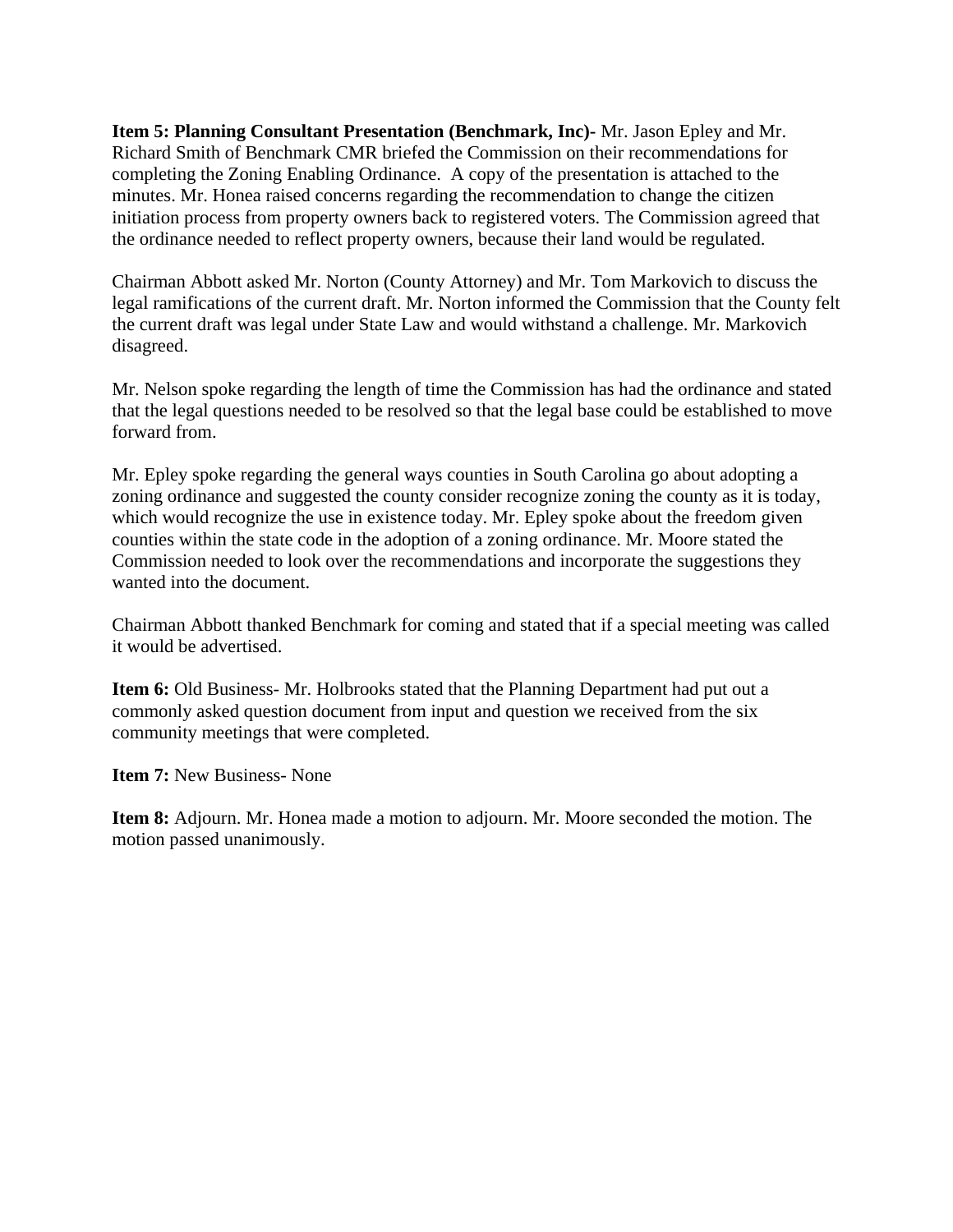**Item 5: Planning Consultant Presentation (Benchmark, Inc)-** Mr. Jason Epley and Mr. Richard Smith of Benchmark CMR briefed the Commission on their recommendations for completing the Zoning Enabling Ordinance.  A copy of the presentation is attached to the minutes. Mr. Honea raised concerns regarding the recommendation to change the citizen initiation process from property owners back to registered voters. The Commission agreed that the ordinance needed to reflect property owners, because their land would be regulated.

Chairman Abbott asked Mr. Norton (County Attorney) and Mr. Tom Markovich to discuss the legal ramifications of the current draft. Mr. Norton informed the Commission that the County felt the current draft was legal under State Law and would withstand a challenge. Mr. Markovich disagreed.

Mr. Nelson spoke regarding the length of time the Commission has had the ordinance and stated that the legal questions needed to be resolved so that the legal base could be established to move forward from.

Mr. Epley spoke regarding the general ways counties in South Carolina go about adopting a zoning ordinance and suggested the county consider recognize zoning the county as it is today, which would recognize the use in existence today. Mr. Epley spoke about the freedom given counties within the state code in the adoption of a zoning ordinance. Mr. Moore stated the Commission needed to look over the recommendations and incorporate the suggestions they wanted into the document.

Chairman Abbott thanked Benchmark for coming and stated that if a special meeting was called it would be advertised.

**Item 6:** Old Business- Mr. Holbrooks stated that the Planning Department had put out a commonly asked question document from input and question we received from the six community meetings that were completed.

**Item 7:** New Business- None

**Item 8:** Adjourn. Mr. Honea made a motion to adjourn. Mr. Moore seconded the motion. The motion passed unanimously.